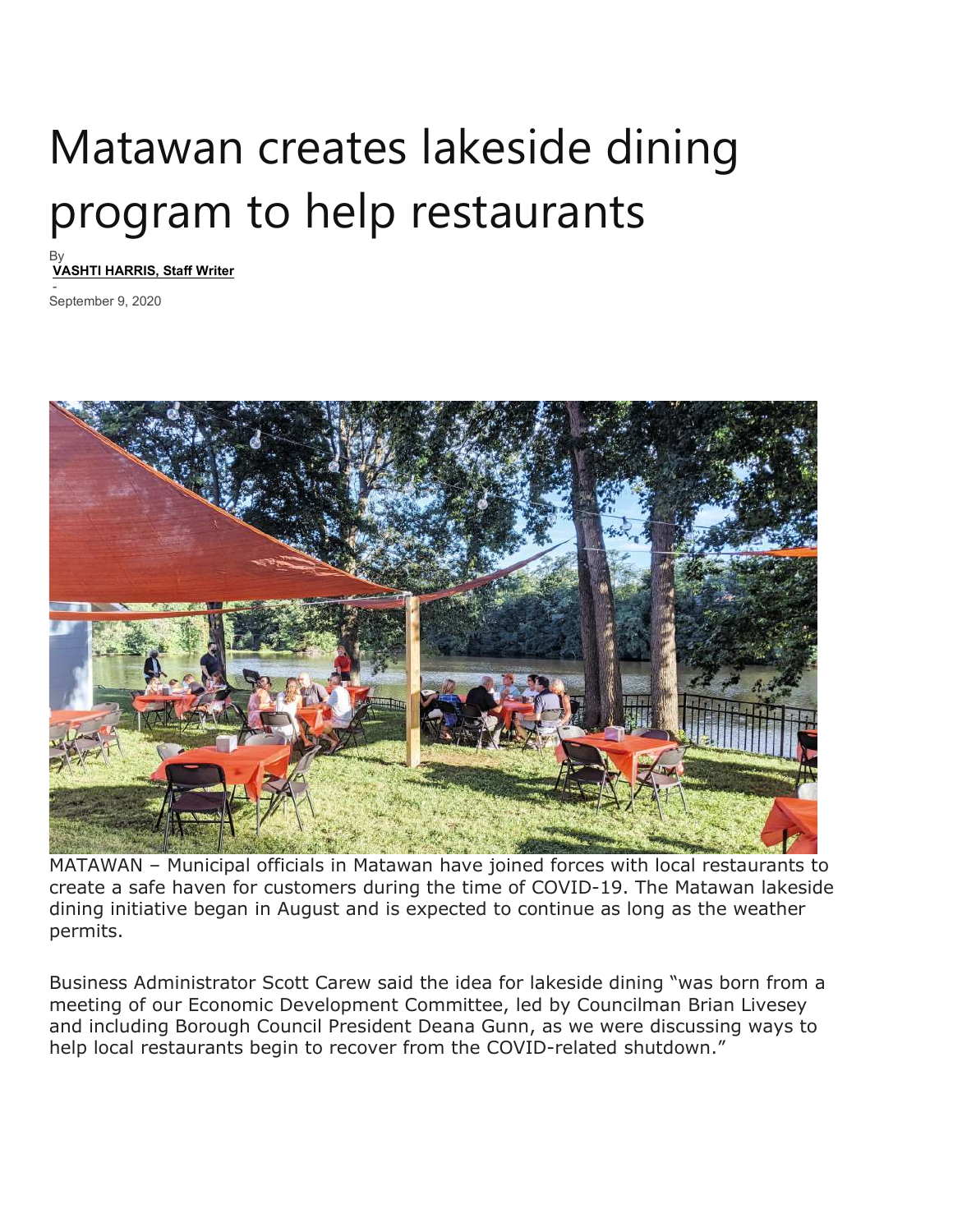# Matawan creates lakeside dining program to help restaurants

By
**VASHTI HARRIS, Staff Writer**
-
September 9, 2020

MATAWAN – Municipal officials in Matawan have joined forces with local restaurants to create a safe haven for customers during the time of COVID-19. The Matawan lakeside dining initiative began in August and is expected to continue as long as the weather permits.

Business Administrator Scott Carew said the idea for lakeside dining "was born from a meeting of our Economic Development Committee, led by Councilman Brian Livesey and including Borough Council President Deana Gunn, as we were discussing ways to help local restaurants begin to recover from the COVID-related shutdown."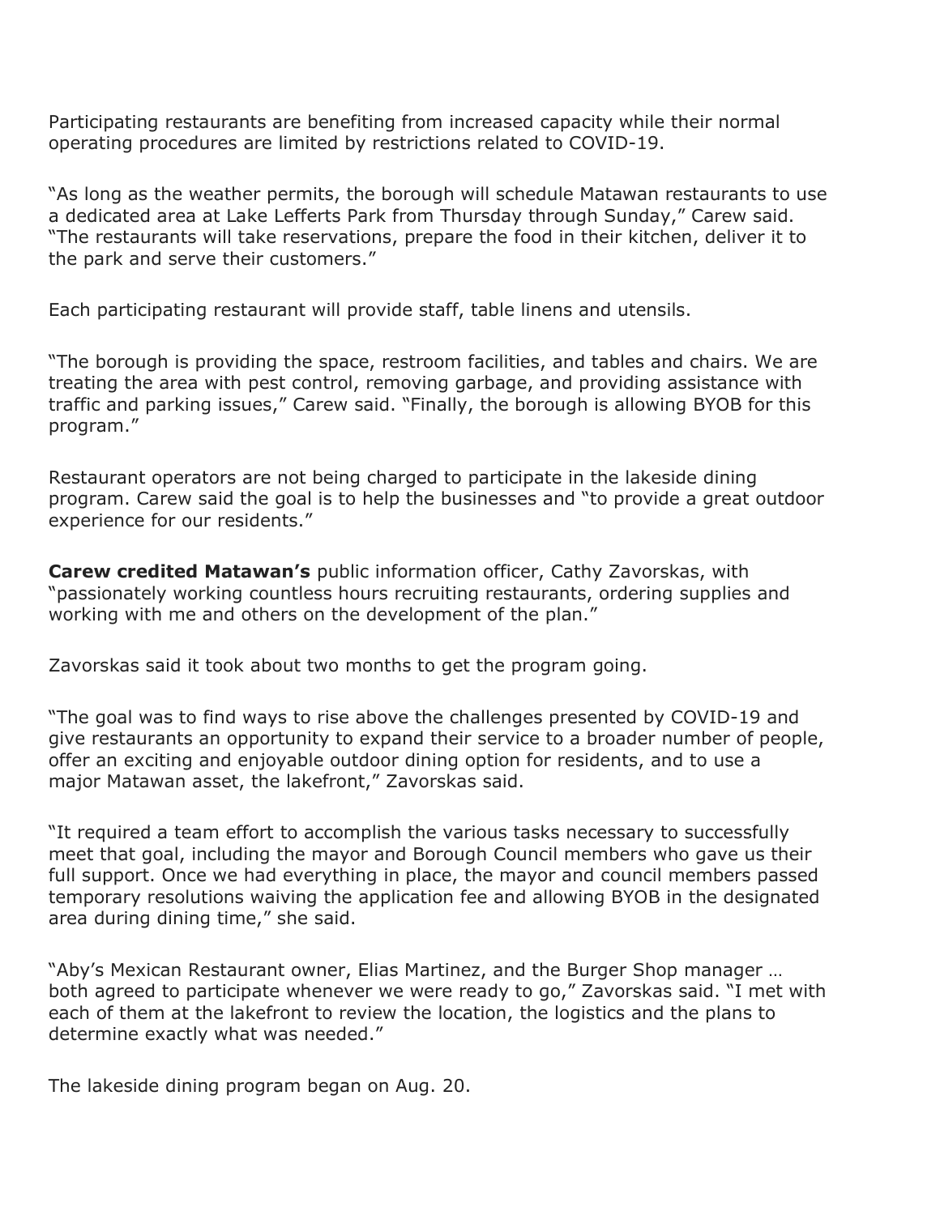Participating restaurants are benefiting from increased capacity while their normal operating procedures are limited by restrictions related to COVID-19.

"As long as the weather permits, the borough will schedule Matawan restaurants to use a dedicated area at Lake Lefferts Park from Thursday through Sunday," Carew said. "The restaurants will take reservations, prepare the food in their kitchen, deliver it to the park and serve their customers."

Each participating restaurant will provide staff, table linens and utensils.

"The borough is providing the space, restroom facilities, and tables and chairs. We are treating the area with pest control, removing garbage, and providing assistance with traffic and parking issues," Carew said. "Finally, the borough is allowing BYOB for this program."

Restaurant operators are not being charged to participate in the lakeside dining program. Carew said the goal is to help the businesses and "to provide a great outdoor experience for our residents."

**Carew credited Matawan's** public information officer, Cathy Zavorskas, with "passionately working countless hours recruiting restaurants, ordering supplies and working with me and others on the development of the plan."

Zavorskas said it took about two months to get the program going.

"The goal was to find ways to rise above the challenges presented by COVID-19 and give restaurants an opportunity to expand their service to a broader number of people, offer an exciting and enjoyable outdoor dining option for residents, and to use a major Matawan asset, the lakefront," Zavorskas said.

"It required a team effort to accomplish the various tasks necessary to successfully meet that goal, including the mayor and Borough Council members who gave us their full support. Once we had everything in place, the mayor and council members passed temporary resolutions waiving the application fee and allowing BYOB in the designated area during dining time," she said.

"Aby's Mexican Restaurant owner, Elias Martinez, and the Burger Shop manager … both agreed to participate whenever we were ready to go," Zavorskas said. "I met with each of them at the lakefront to review the location, the logistics and the plans to determine exactly what was needed."

The lakeside dining program began on Aug. 20.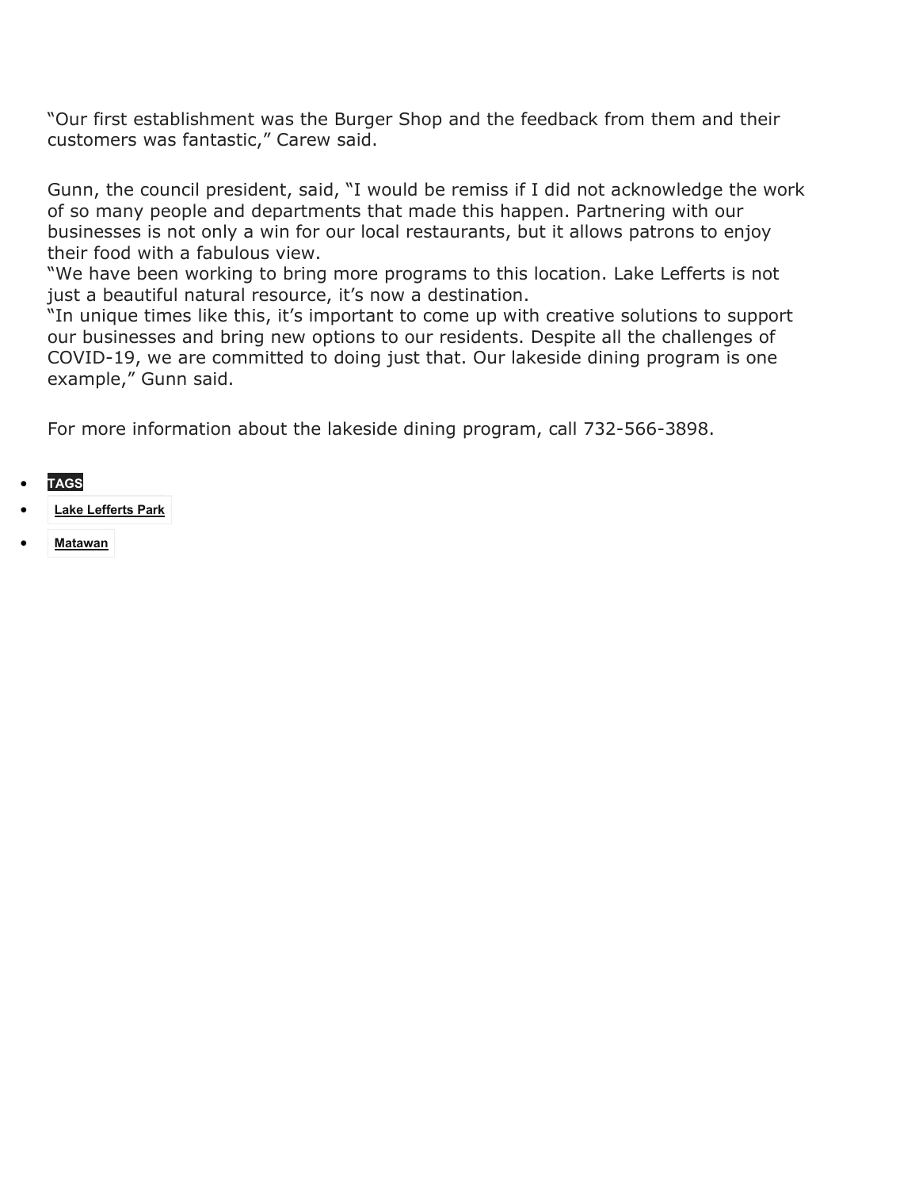"Our first establishment was the Burger Shop and the feedback from them and their customers was fantastic," Carew said.

Gunn, the council president, said, "I would be remiss if I did not acknowledge the work of so many people and departments that made this happen. Partnering with our businesses is not only a win for our local restaurants, but it allows patrons to enjoy their food with a fabulous view.
"We have been working to bring more programs to this location. Lake Lefferts is not just a beautiful natural resource, it's now a destination.
"In unique times like this, it's important to come up with creative solutions to support our businesses and bring new options to our residents. Despite all the challenges of COVID-19, we are committed to doing just that. Our lakeside dining program is one example," Gunn said.

For more information about the lakeside dining program, call 732-566-3898.

- **TAGS**
- **Lake Lefferts Park**
- **Matawan**